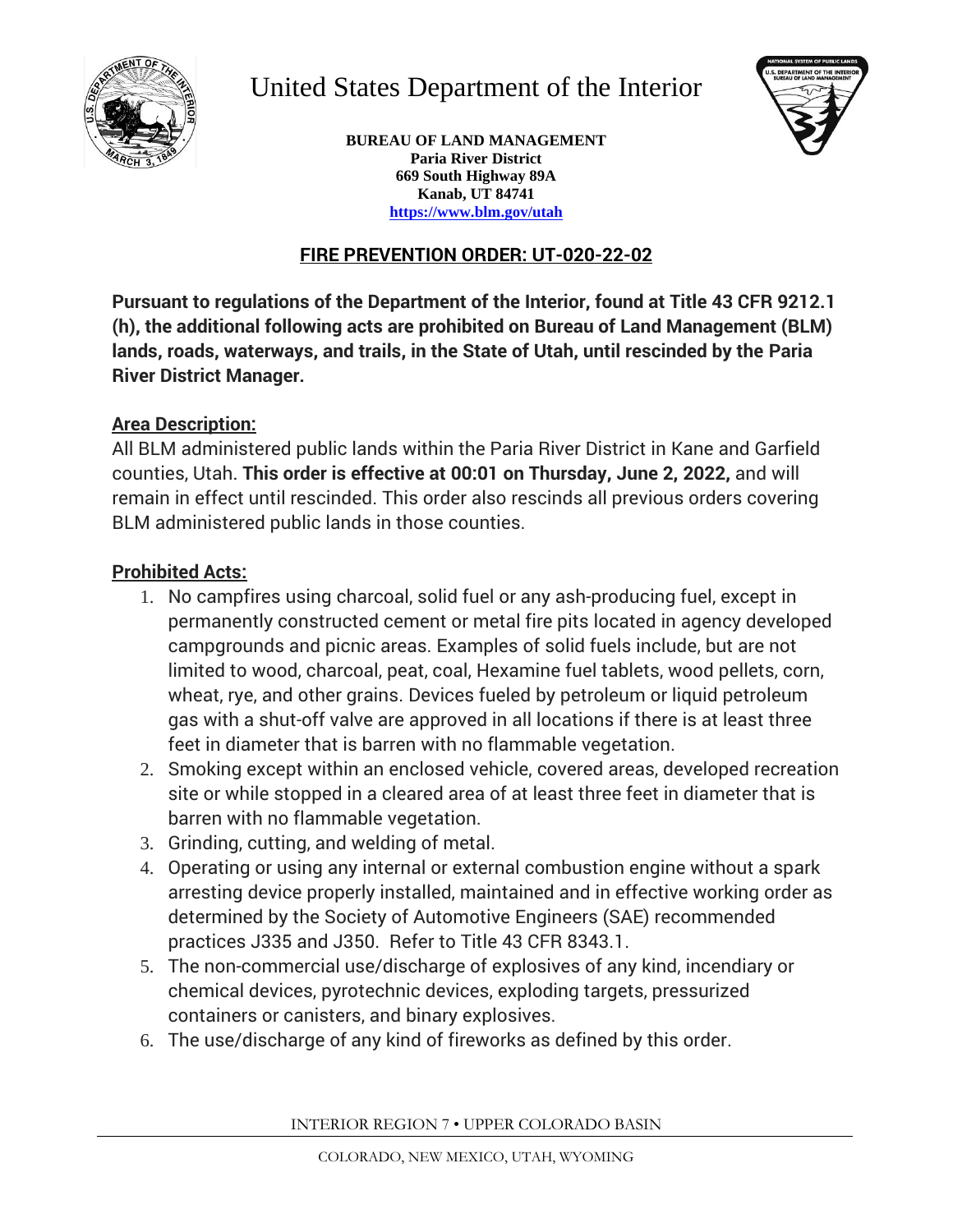# United States Department of the Interior

**BUREAU OF LAND MANAGEMENT**
**Paria River District**
**669 South Highway 89A**
**Kanab, UT 84741**
**https://www.blm.gov/utah**

## FIRE PREVENTION ORDER: UT-020-22-02

**Pursuant to regulations of the Department of the Interior, found at Title 43 CFR 9212.1 (h), the additional following acts are prohibited on Bureau of Land Management (BLM) lands, roads, waterways, and trails, in the State of Utah, until rescinded by the Paria River District Manager.**

### Area Description:

All BLM administered public lands within the Paria River District in Kane and Garfield counties, Utah. **This order is effective at 00:01 on Thursday, June 2, 2022,** and will remain in effect until rescinded. This order also rescinds all previous orders covering BLM administered public lands in those counties.

### Prohibited Acts:

1. No campfires using charcoal, solid fuel or any ash-producing fuel, except in permanently constructed cement or metal fire pits located in agency developed campgrounds and picnic areas. Examples of solid fuels include, but are not limited to wood, charcoal, peat, coal, Hexamine fuel tablets, wood pellets, corn, wheat, rye, and other grains. Devices fueled by petroleum or liquid petroleum gas with a shut-off valve are approved in all locations if there is at least three feet in diameter that is barren with no flammable vegetation.
2. Smoking except within an enclosed vehicle, covered areas, developed recreation site or while stopped in a cleared area of at least three feet in diameter that is barren with no flammable vegetation.
3. Grinding, cutting, and welding of metal.
4. Operating or using any internal or external combustion engine without a spark arresting device properly installed, maintained and in effective working order as determined by the Society of Automotive Engineers (SAE) recommended practices J335 and J350. Refer to Title 43 CFR 8343.1.
5. The non-commercial use/discharge of explosives of any kind, incendiary or chemical devices, pyrotechnic devices, exploding targets, pressurized containers or canisters, and binary explosives.
6. The use/discharge of any kind of fireworks as defined by this order.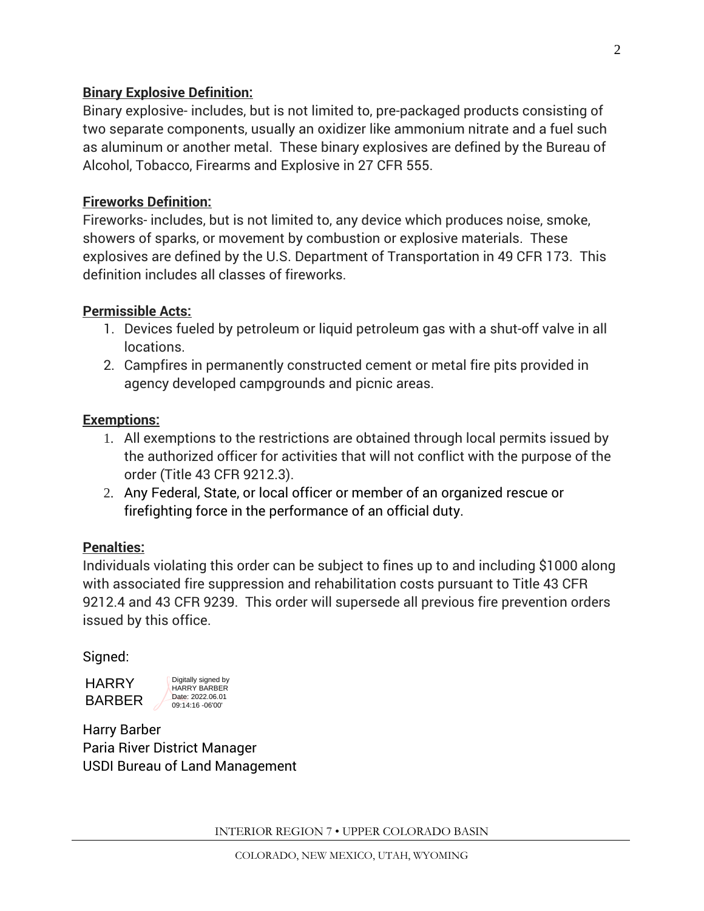**Binary Explosive Definition:**

Binary explosive- includes, but is not limited to, pre-packaged products consisting of two separate components, usually an oxidizer like ammonium nitrate and a fuel such as aluminum or another metal. These binary explosives are defined by the Bureau of Alcohol, Tobacco, Firearms and Explosive in 27 CFR 555.

**Fireworks Definition:**

Fireworks- includes, but is not limited to, any device which produces noise, smoke, showers of sparks, or movement by combustion or explosive materials. These explosives are defined by the U.S. Department of Transportation in 49 CFR 173. This definition includes all classes of fireworks.

**Permissible Acts:**

1. Devices fueled by petroleum or liquid petroleum gas with a shut-off valve in all locations.
2. Campfires in permanently constructed cement or metal fire pits provided in agency developed campgrounds and picnic areas.

**Exemptions:**

1. All exemptions to the restrictions are obtained through local permits issued by the authorized officer for activities that will not conflict with the purpose of the order (Title 43 CFR 9212.3).
2. Any Federal, State, or local officer or member of an organized rescue or firefighting force in the performance of an official duty.

**Penalties:**

Individuals violating this order can be subject to fines up to and including $1000 along with associated fire suppression and rehabilitation costs pursuant to Title 43 CFR 9212.4 and 43 CFR 9239. This order will supersede all previous fire prevention orders issued by this office.

Signed:

HARRY BARBER

Digitally signed by HARRY BARBER
Date: 2022.06.01 09:14:16 -06'00'

Harry Barber
Paria River District Manager
USDI Bureau of Land Management

INTERIOR REGION 7 • UPPER COLORADO BASIN

COLORADO, NEW MEXICO, UTAH, WYOMING